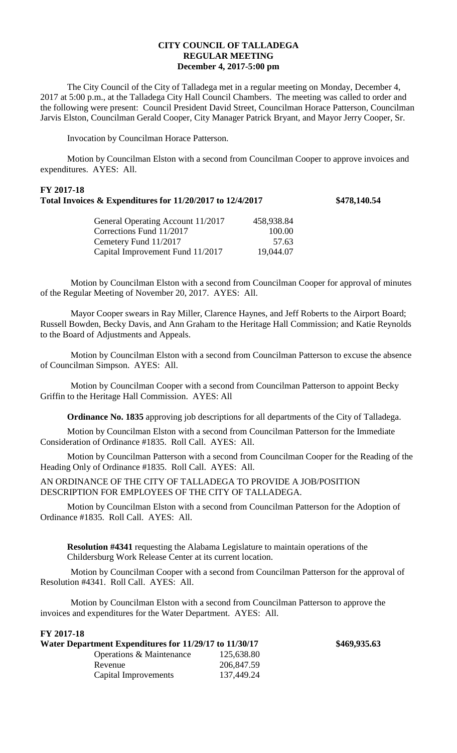**CITY COUNCIL OF TALLADEGA**
**REGULAR MEETING**
**December 4, 2017-5:00 pm**

The City Council of the City of Talladega met in a regular meeting on Monday, December 4, 2017 at 5:00 p.m., at the Talladega City Hall Council Chambers. The meeting was called to order and the following were present: Council President David Street, Councilman Horace Patterson, Councilman Jarvis Elston, Councilman Gerald Cooper, City Manager Patrick Bryant, and Mayor Jerry Cooper, Sr.

Invocation by Councilman Horace Patterson.

Motion by Councilman Elston with a second from Councilman Cooper to approve invoices and expenditures. AYES: All.

**FY 2017-18**
**Total Invoices & Expenditures for 11/20/2017 to 12/4/2017 $478,140.54**

| | |
|---|---|
| General Operating Account 11/2017 | 458,938.84 |
| Corrections Fund 11/2017 | 100.00 |
| Cemetery Fund 11/2017 | 57.63 |
| Capital Improvement Fund 11/2017 | 19,044.07 |

Motion by Councilman Elston with a second from Councilman Cooper for approval of minutes of the Regular Meeting of November 20, 2017. AYES: All.

Mayor Cooper swears in Ray Miller, Clarence Haynes, and Jeff Roberts to the Airport Board; Russell Bowden, Becky Davis, and Ann Graham to the Heritage Hall Commission; and Katie Reynolds to the Board of Adjustments and Appeals.

Motion by Councilman Elston with a second from Councilman Patterson to excuse the absence of Councilman Simpson. AYES: All.

Motion by Councilman Cooper with a second from Councilman Patterson to appoint Becky Griffin to the Heritage Hall Commission. AYES: All

**Ordinance No. 1835** approving job descriptions for all departments of the City of Talladega.

Motion by Councilman Elston with a second from Councilman Patterson for the Immediate Consideration of Ordinance #1835. Roll Call. AYES: All.

Motion by Councilman Patterson with a second from Councilman Cooper for the Reading of the Heading Only of Ordinance #1835. Roll Call. AYES: All.

AN ORDINANCE OF THE CITY OF TALLADEGA TO PROVIDE A JOB/POSITION DESCRIPTION FOR EMPLOYEES OF THE CITY OF TALLADEGA.

Motion by Councilman Elston with a second from Councilman Patterson for the Adoption of Ordinance #1835. Roll Call. AYES: All.

**Resolution #4341** requesting the Alabama Legislature to maintain operations of the Childersburg Work Release Center at its current location.

Motion by Councilman Cooper with a second from Councilman Patterson for the approval of Resolution #4341. Roll Call. AYES: All.

Motion by Councilman Elston with a second from Councilman Patterson to approve the invoices and expenditures for the Water Department. AYES: All.

**FY 2017-18**
**Water Department Expenditures for 11/29/17 to 11/30/17 $469,935.63**

| | |
|---|---|
| Operations & Maintenance | 125,638.80 |
| Revenue | 206,847.59 |
| Capital Improvements | 137,449.24 |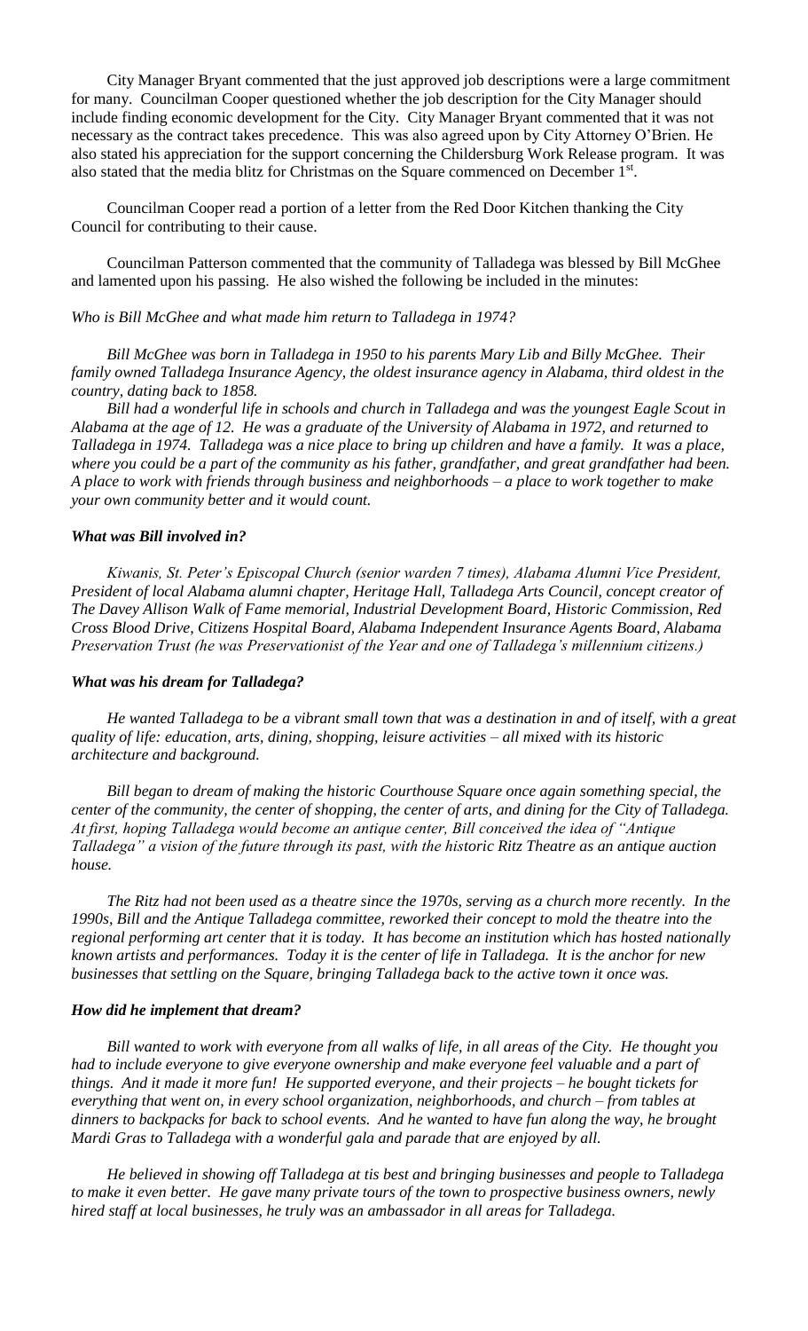City Manager Bryant commented that the just approved job descriptions were a large commitment for many. Councilman Cooper questioned whether the job description for the City Manager should include finding economic development for the City. City Manager Bryant commented that it was not necessary as the contract takes precedence. This was also agreed upon by City Attorney O'Brien. He also stated his appreciation for the support concerning the Childersburg Work Release program. It was also stated that the media blitz for Christmas on the Square commenced on December 1st.

Councilman Cooper read a portion of a letter from the Red Door Kitchen thanking the City Council for contributing to their cause.

Councilman Patterson commented that the community of Talladega was blessed by Bill McGhee and lamented upon his passing. He also wished the following be included in the minutes:

*Who is Bill McGhee and what made him return to Talladega in 1974?*

*Bill McGhee was born in Talladega in 1950 to his parents Mary Lib and Billy McGhee. Their family owned Talladega Insurance Agency, the oldest insurance agency in Alabama, third oldest in the country, dating back to 1858.*

*Bill had a wonderful life in schools and church in Talladega and was the youngest Eagle Scout in Alabama at the age of 12. He was a graduate of the University of Alabama in 1972, and returned to Talladega in 1974. Talladega was a nice place to bring up children and have a family. It was a place, where you could be a part of the community as his father, grandfather, and great grandfather had been. A place to work with friends through business and neighborhoods – a place to work together to make your own community better and it would count.*

***What was Bill involved in?***

*Kiwanis, St. Peter's Episcopal Church (senior warden 7 times), Alabama Alumni Vice President, President of local Alabama alumni chapter, Heritage Hall, Talladega Arts Council, concept creator of The Davey Allison Walk of Fame memorial, Industrial Development Board, Historic Commission, Red Cross Blood Drive, Citizens Hospital Board, Alabama Independent Insurance Agents Board, Alabama Preservation Trust (he was Preservationist of the Year and one of Talladega's millennium citizens.)*

***What was his dream for Talladega?***

*He wanted Talladega to be a vibrant small town that was a destination in and of itself, with a great quality of life: education, arts, dining, shopping, leisure activities – all mixed with its historic architecture and background.*

*Bill began to dream of making the historic Courthouse Square once again something special, the center of the community, the center of shopping, the center of arts, and dining for the City of Talladega. At first, hoping Talladega would become an antique center, Bill conceived the idea of "Antique Talladega" a vision of the future through its past, with the historic Ritz Theatre as an antique auction house.*

*The Ritz had not been used as a theatre since the 1970s, serving as a church more recently. In the 1990s, Bill and the Antique Talladega committee, reworked their concept to mold the theatre into the regional performing art center that it is today. It has become an institution which has hosted nationally known artists and performances. Today it is the center of life in Talladega. It is the anchor for new businesses that settling on the Square, bringing Talladega back to the active town it once was.*

***How did he implement that dream?***

*Bill wanted to work with everyone from all walks of life, in all areas of the City. He thought you had to include everyone to give everyone ownership and make everyone feel valuable and a part of things. And it made it more fun! He supported everyone, and their projects – he bought tickets for everything that went on, in every school organization, neighborhoods, and church – from tables at dinners to backpacks for back to school events. And he wanted to have fun along the way, he brought Mardi Gras to Talladega with a wonderful gala and parade that are enjoyed by all.*

*He believed in showing off Talladega at tis best and bringing businesses and people to Talladega to make it even better. He gave many private tours of the town to prospective business owners, newly hired staff at local businesses, he truly was an ambassador in all areas for Talladega.*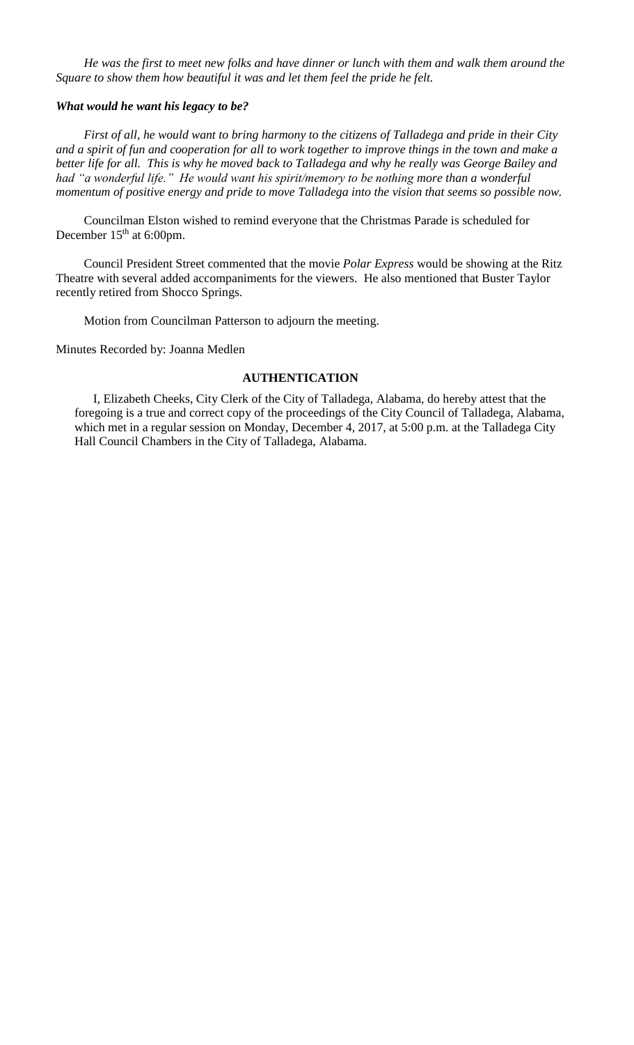*He was the first to meet new folks and have dinner or lunch with them and walk them around the Square to show them how beautiful it was and let them feel the pride he felt.*

***What would he want his legacy to be?***

*First of all, he would want to bring harmony to the citizens of Talladega and pride in their City and a spirit of fun and cooperation for all to work together to improve things in the town and make a better life for all. This is why he moved back to Talladega and why he really was George Bailey and had "a wonderful life." He would want his spirit/memory to be nothing more than a wonderful momentum of positive energy and pride to move Talladega into the vision that seems so possible now.*

Councilman Elston wished to remind everyone that the Christmas Parade is scheduled for December 15th at 6:00pm.

Council President Street commented that the movie *Polar Express* would be showing at the Ritz Theatre with several added accompaniments for the viewers. He also mentioned that Buster Taylor recently retired from Shocco Springs.

Motion from Councilman Patterson to adjourn the meeting.

Minutes Recorded by: Joanna Medlen

**AUTHENTICATION**

I, Elizabeth Cheeks, City Clerk of the City of Talladega, Alabama, do hereby attest that the foregoing is a true and correct copy of the proceedings of the City Council of Talladega, Alabama, which met in a regular session on Monday, December 4, 2017, at 5:00 p.m. at the Talladega City Hall Council Chambers in the City of Talladega, Alabama.